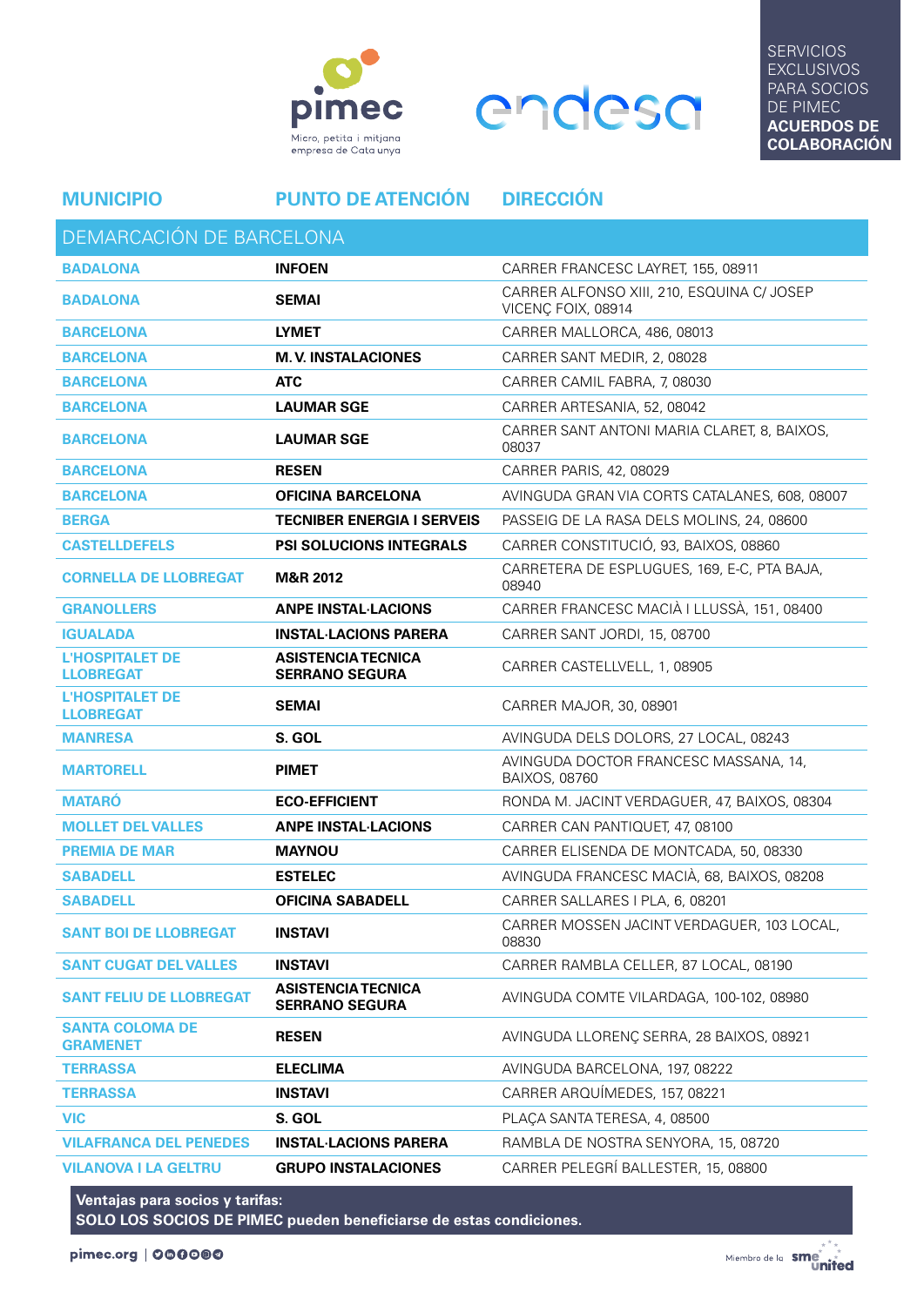pimec
Micro, petita i mitjana empresa de Catalunya

endesa

SERVICIOS EXCLUSIVOS PARA SOCIOS DE PIMEC
**ACUERDOS DE COLABORACIÓN**

| MUNICIPIO | PUNTO DE ATENCIÓN | DIRECCIÓN |
|---|---|---|
| DEMARCACIÓN DE BARCELONA | | |
| BADALONA | INFOEN | CARRER FRANCESC LAYRET, 155, 08911 |
| BADALONA | SEMAI | CARRER ALFONSO XIII, 210, ESQUINA C/ JOSEP VICENÇ FOIX, 08914 |
| BARCELONA | LYMET | CARRER MALLORCA, 486, 08013 |
| BARCELONA | M. V. INSTALACIONES | CARRER SANT MEDIR, 2, 08028 |
| BARCELONA | ATC | CARRER CAMIL FABRA, 7, 08030 |
| BARCELONA | LAUMAR SGE | CARRER ARTESANIA, 52, 08042 |
| BARCELONA | LAUMAR SGE | CARRER SANT ANTONI MARIA CLARET, 8, BAIXOS, 08037 |
| BARCELONA | RESEN | CARRER PARIS, 42, 08029 |
| BARCELONA | OFICINA BARCELONA | AVINGUDA GRAN VIA CORTS CATALANES, 608, 08007 |
| BERGA | TECNIBER ENERGIA I SERVEIS | PASSEIG DE LA RASA DELS MOLINS, 24, 08600 |
| CASTELLDEFELS | PSI SOLUCIONS INTEGRALS | CARRER CONSTITUCIÓ, 93, BAIXOS, 08860 |
| CORNELLA DE LLOBREGAT | M&R 2012 | CARRETERA DE ESPLUGUES, 169, E-C, PTA BAJA, 08940 |
| GRANOLLERS | ANPE INSTAL·LACIONS | CARRER FRANCESC MACIÀ I LLUSSÀ, 151, 08400 |
| IGUALADA | INSTAL·LACIONS PARERA | CARRER SANT JORDI, 15, 08700 |
| L'HOSPITALET DE LLOBREGAT | ASISTENCIA TECNICA SERRANO SEGURA | CARRER CASTELLVELL, 1, 08905 |
| L'HOSPITALET DE LLOBREGAT | SEMAI | CARRER MAJOR, 30, 08901 |
| MANRESA | S. GOL | AVINGUDA DELS DOLORS, 27 LOCAL, 08243 |
| MARTORELL | PIMET | AVINGUDA DOCTOR FRANCESC MASSANA, 14, BAIXOS, 08760 |
| MATARÓ | ECO-EFFICIENT | RONDA M. JACINT VERDAGUER, 47, BAIXOS, 08304 |
| MOLLET DEL VALLES | ANPE INSTAL·LACIONS | CARRER CAN PANTIQUET, 47, 08100 |
| PREMIA DE MAR | MAYNOU | CARRER ELISENDA DE MONTCADA, 50, 08330 |
| SABADELL | ESTELEC | AVINGUDA FRANCESC MACIÀ, 68, BAIXOS, 08208 |
| SABADELL | OFICINA SABADELL | CARRER SALLARES I PLA, 6, 08201 |
| SANT BOI DE LLOBREGAT | INSTAVI | CARRER MOSSEN JACINT VERDAGUER, 103 LOCAL, 08830 |
| SANT CUGAT DEL VALLES | INSTAVI | CARRER RAMBLA CELLER, 87 LOCAL, 08190 |
| SANT FELIU DE LLOBREGAT | ASISTENCIA TECNICA SERRANO SEGURA | AVINGUDA COMTE VILARDAGA, 100-102, 08980 |
| SANTA COLOMA DE GRAMENET | RESEN | AVINGUDA LLORENÇ SERRA, 28 BAIXOS, 08921 |
| TERRASSA | ELECLIMA | AVINGUDA BARCELONA, 197, 08222 |
| TERRASSA | INSTAVI | CARRER ARQUÍMEDES, 157, 08221 |
| VIC | S. GOL | PLAÇA SANTA TERESA, 4, 08500 |
| VILAFRANCA DEL PENEDES | INSTAL·LACIONS PARERA | RAMBLA DE NOSTRA SENYORA, 15, 08720 |
| VILANOVA I LA GELTRU | GRUPO INSTALACIONES | CARRER PELEGRÍ BALLESTER, 15, 08800 |

**Ventajas para socios y tarifas:**
**SOLO LOS SOCIOS DE PIMEC pueden beneficiarse de estas condiciones.**

pimec.org

Miembro de la SMEunited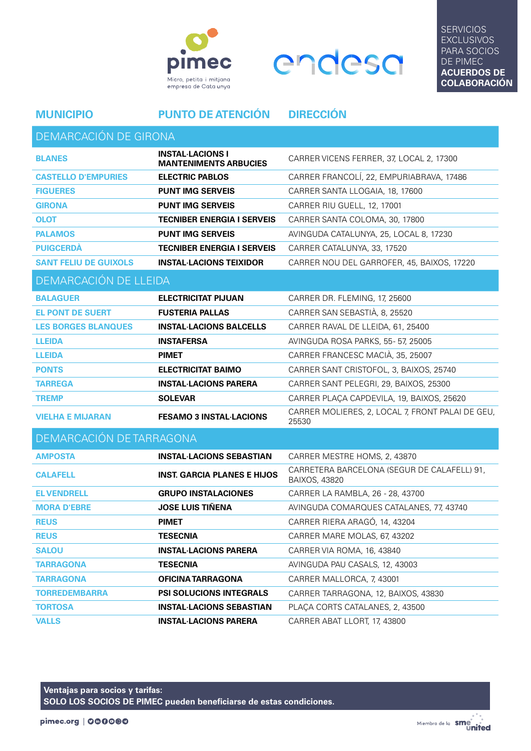SERVICIOS EXCLUSIVOS PARA SOCIOS DE PIMEC
**ACUERDOS DE COLABORACIÓN**

| MUNICIPIO | PUNTO DE ATENCIÓN | DIRECCIÓN |
|---|---|---|
| **DEMARCACIÓN DE GIRONA** | | |
| BLANES | INSTAL·LACIONS I MANTENIMENTS ARBUCIES | CARRER VICENS FERRER, 37, LOCAL 2, 17300 |
| CASTELLO D'EMPURIES | ELECTRIC PABLOS | CARRER FRANCOLÍ, 22, EMPURIABRAVA, 17486 |
| FIGUERES | PUNT IMG SERVEIS | CARRER SANTA LLOGAIA, 18, 17600 |
| GIRONA | PUNT IMG SERVEIS | CARRER RIU GUELL, 12, 17001 |
| OLOT | TECNIBER ENERGIA I SERVEIS | CARRER SANTA COLOMA, 30, 17800 |
| PALAMOS | PUNT IMG SERVEIS | AVINGUDA CATALUNYA, 25, LOCAL 8, 17230 |
| PUIGCERDÀ | TECNIBER ENERGIA I SERVEIS | CARRER CATALUNYA, 33, 17520 |
| SANT FELIU DE GUIXOLS | INSTAL·LACIONS TEIXIDOR | CARRER NOU DEL GARROFER, 45, BAIXOS, 17220 |
| **DEMARCACIÓN DE LLEIDA** | | |
| BALAGUER | ELECTRICITAT PIJUAN | CARRER DR. FLEMING, 17, 25600 |
| EL PONT DE SUERT | FUSTERIA PALLAS | CARRER SAN SEBASTIÀ, 8, 25520 |
| LES BORGES BLANQUES | INSTAL·LACIONS BALCELLS | CARRER RAVAL DE LLEIDA, 61, 25400 |
| LLEIDA | INSTAFERSA | AVINGUDA ROSA PARKS, 55- 57, 25005 |
| LLEIDA | PIMET | CARRER FRANCESC MACIÀ, 35, 25007 |
| PONTS | ELECTRICITAT BAIMO | CARRER SANT CRISTOFOL, 3, BAIXOS, 25740 |
| TARREGA | INSTAL·LACIONS PARERA | CARRER SANT PELEGRI, 29, BAIXOS, 25300 |
| TREMP | SOLEVAR | CARRER PLAÇA CAPDEVILA, 19, BAIXOS, 25620 |
| VIELHA E MIJARAN | FESAMO 3 INSTAL·LACIONS | CARRER MOLIERES, 2, LOCAL 7, FRONT PALAI DE GEU, 25530 |
| **DEMARCACIÓN DE TARRAGONA** | | |
| AMPOSTA | INSTAL·LACIONS SEBASTIAN | CARRER MESTRE HOMS, 2, 43870 |
| CALAFELL | INST. GARCIA PLANES E HIJOS | CARRETERA BARCELONA (SEGUR DE CALAFELL) 91, BAIXOS, 43820 |
| EL VENDRELL | GRUPO INSTALACIONES | CARRER LA RAMBLA, 26 - 28, 43700 |
| MORA D'EBRE | JOSE LUIS TIÑENA | AVINGUDA COMARQUES CATALANES, 77, 43740 |
| REUS | PIMET | CARRER RIERA ARAGÓ, 14, 43204 |
| REUS | TESECNIA | CARRER MARE MOLAS, 67, 43202 |
| SALOU | INSTAL·LACIONS PARERA | CARRER VIA ROMA, 16, 43840 |
| TARRAGONA | TESECNIA | AVINGUDA PAU CASALS, 12, 43003 |
| TARRAGONA | OFICINA TARRAGONA | CARRER MALLORCA, 7, 43001 |
| TORREDEMBARRA | PSI SOLUCIONS INTEGRALS | CARRER TARRAGONA, 12, BAIXOS, 43830 |
| TORTOSA | INSTAL·LACIONS SEBASTIAN | PLAÇA CORTS CATALANES, 2, 43500 |
| VALLS | INSTAL·LACIONS PARERA | CARRER ABAT LLORT, 17, 43800 |

**Ventajas para socios y tarifas:**
**SOLO LOS SOCIOS DE PIMEC pueden beneficiarse de estas condiciones.**